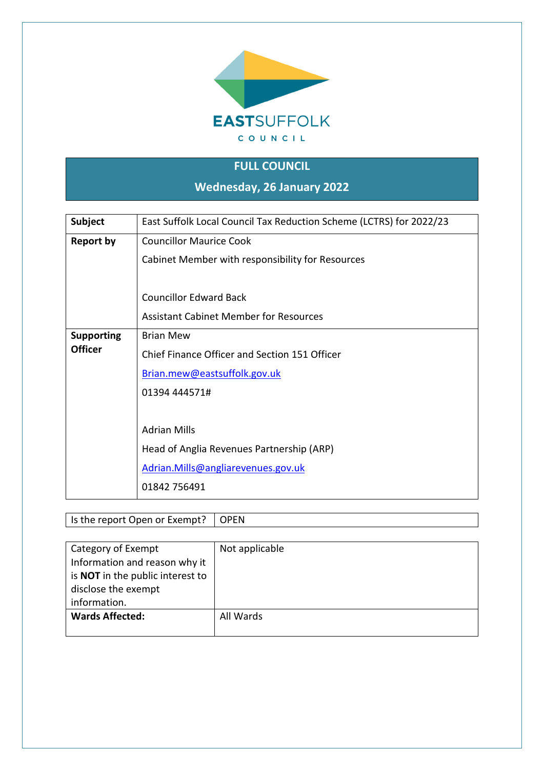EASTSUFFOLK

COUNCIL

# FULL COUNCIL

## Wednesday, 26 January 2022

| Subject | East Suffolk Local Council Tax Reduction Scheme (LCTRS) for 2022/23 |
|---|---|
| **Report by** | Councillor Maurice Cook<br>Cabinet Member with responsibility for Resources<br><br>Councillor Edward Back<br>Assistant Cabinet Member for Resources |
| **Supporting Officer** | Brian Mew<br>Chief Finance Officer and Section 151 Officer<br>Brian.mew@eastsuffolk.gov.uk<br>01394 444571#<br><br>Adrian Mills<br>Head of Anglia Revenues Partnership (ARP)<br>Adrian.Mills@angliarevenues.gov.uk<br>01842 756491 |

| Is the report Open or Exempt? | OPEN |
|---|---|

| Category of Exempt Information and reason why it is **NOT** in the public interest to disclose the exempt information. | Not applicable |
|---|---|
| **Wards Affected:** | All Wards |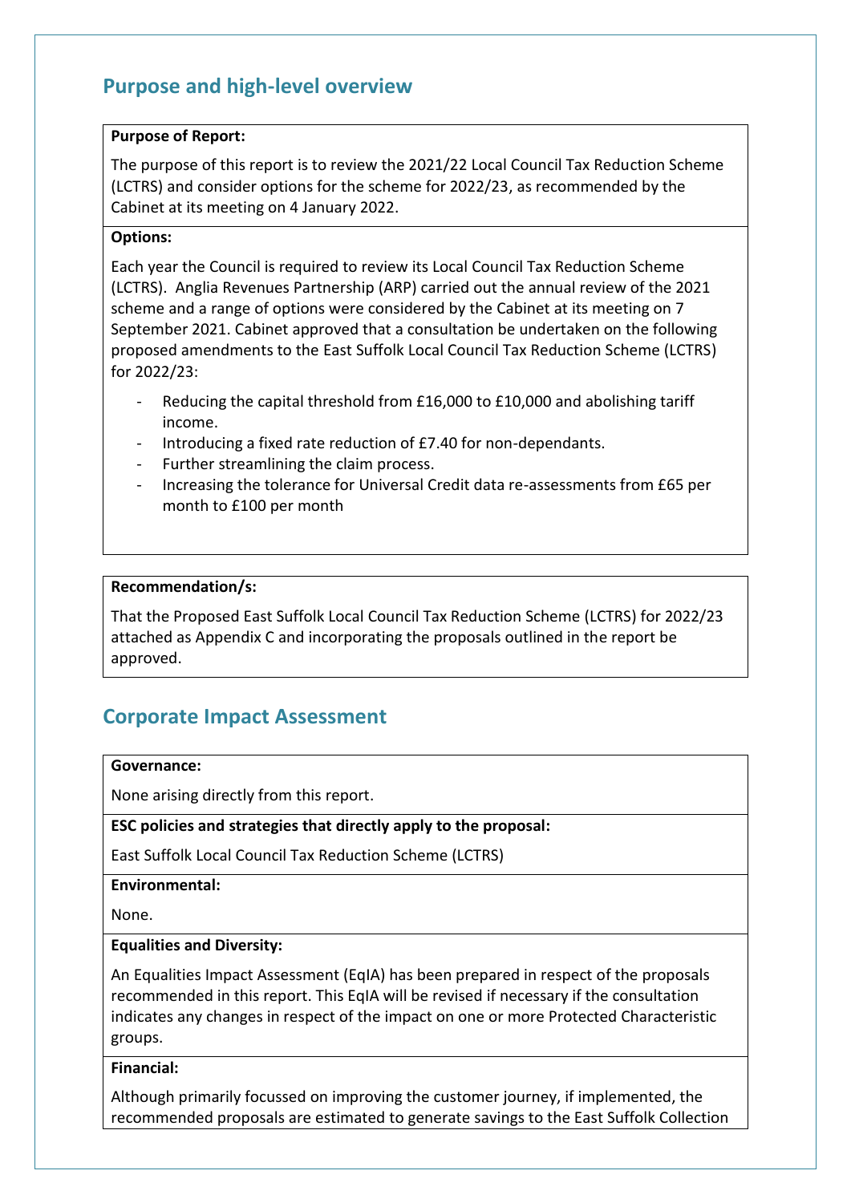## Purpose and high-level overview

**Purpose of Report:**

The purpose of this report is to review the 2021/22 Local Council Tax Reduction Scheme (LCTRS) and consider options for the scheme for 2022/23, as recommended by the Cabinet at its meeting on 4 January 2022.

**Options:**

Each year the Council is required to review its Local Council Tax Reduction Scheme (LCTRS). Anglia Revenues Partnership (ARP) carried out the annual review of the 2021 scheme and a range of options were considered by the Cabinet at its meeting on 7 September 2021. Cabinet approved that a consultation be undertaken on the following proposed amendments to the East Suffolk Local Council Tax Reduction Scheme (LCTRS) for 2022/23:

- Reducing the capital threshold from £16,000 to £10,000 and abolishing tariff income.
- Introducing a fixed rate reduction of £7.40 for non-dependants.
- Further streamlining the claim process.
- Increasing the tolerance for Universal Credit data re-assessments from £65 per month to £100 per month

**Recommendation/s:**

That the Proposed East Suffolk Local Council Tax Reduction Scheme (LCTRS) for 2022/23 attached as Appendix C and incorporating the proposals outlined in the report be approved.

## Corporate Impact Assessment

**Governance:**

None arising directly from this report.

**ESC policies and strategies that directly apply to the proposal:**

East Suffolk Local Council Tax Reduction Scheme (LCTRS)

**Environmental:**

None.

**Equalities and Diversity:**

An Equalities Impact Assessment (EqIA) has been prepared in respect of the proposals recommended in this report. This EqIA will be revised if necessary if the consultation indicates any changes in respect of the impact on one or more Protected Characteristic groups.

**Financial:**

Although primarily focussed on improving the customer journey, if implemented, the recommended proposals are estimated to generate savings to the East Suffolk Collection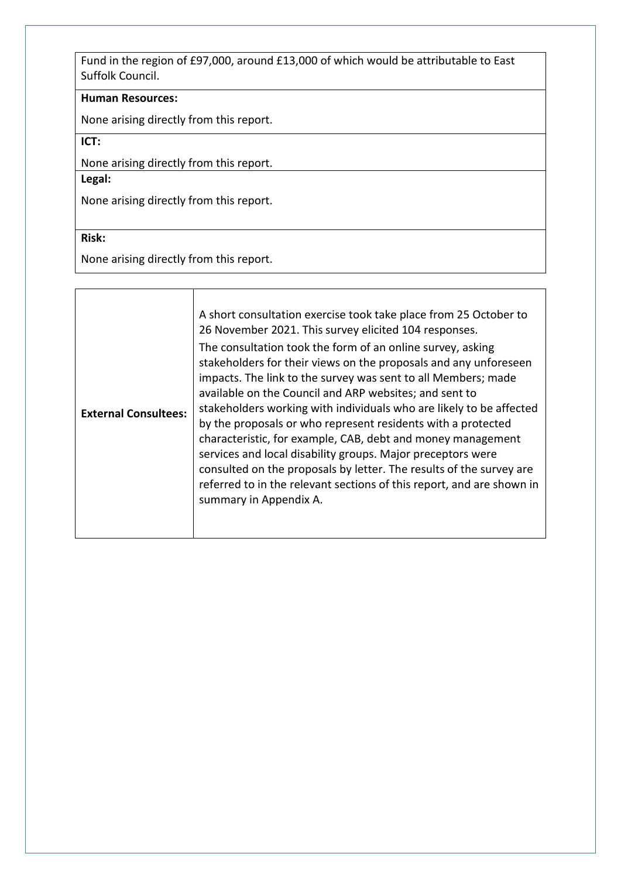| Fund in the region of £97,000, around £13,000 of which would be attributable to East Suffolk Council. |
|---|
| **Human Resources:** |
| None arising directly from this report. |
| **ICT:** |
| None arising directly from this report. |
| **Legal:** |
| None arising directly from this report. |
| **Risk:** |
| None arising directly from this report. |

| | |
|---|---|
| **External Consultees:** | A short consultation exercise took take place from 25 October to 26 November 2021. This survey elicited 104 responses. The consultation took the form of an online survey, asking stakeholders for their views on the proposals and any unforeseen impacts. The link to the survey was sent to all Members; made available on the Council and ARP websites; and sent to stakeholders working with individuals who are likely to be affected by the proposals or who represent residents with a protected characteristic, for example, CAB, debt and money management services and local disability groups. Major preceptors were consulted on the proposals by letter. The results of the survey are referred to in the relevant sections of this report, and are shown in summary in Appendix A. |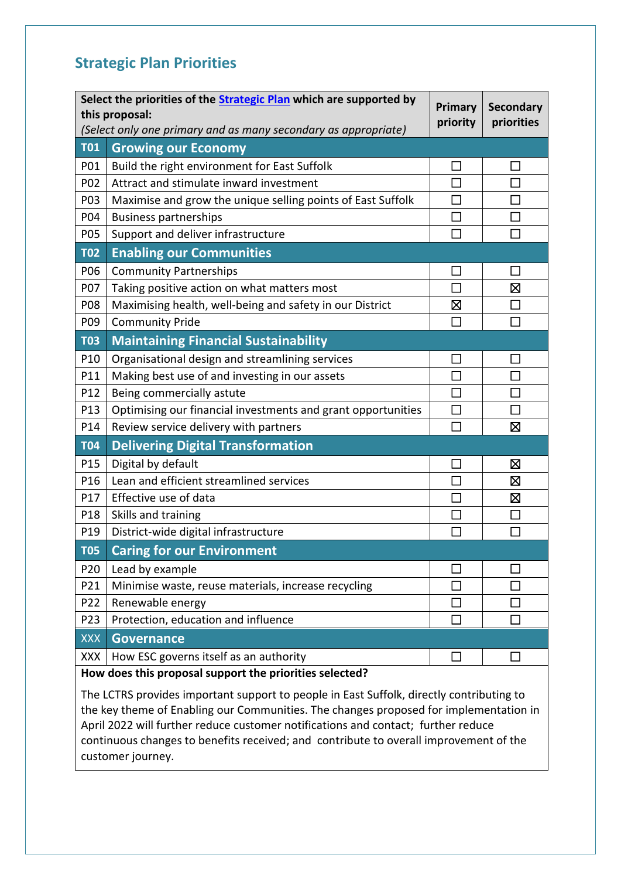## Strategic Plan Priorities

| **Select the priorities of the [Strategic Plan](Strategic Plan) which are supported by this proposal:** *(Select only one primary and as many secondary as appropriate)* | | **Primary priority** | **Secondary priorities** |
|---|---|---|---|
| **T01** | **Growing our Economy** | | |
| P01 | Build the right environment for East Suffolk | ☐ | ☐ |
| P02 | Attract and stimulate inward investment | ☐ | ☐ |
| P03 | Maximise and grow the unique selling points of East Suffolk | ☐ | ☐ |
| P04 | Business partnerships | ☐ | ☐ |
| P05 | Support and deliver infrastructure | ☐ | ☐ |
| **T02** | **Enabling our Communities** | | |
| P06 | Community Partnerships | ☐ | ☐ |
| P07 | Taking positive action on what matters most | ☐ | ☒ |
| P08 | Maximising health, well-being and safety in our District | ☒ | ☐ |
| P09 | Community Pride | ☐ | ☐ |
| **T03** | **Maintaining Financial Sustainability** | | |
| P10 | Organisational design and streamlining services | ☐ | ☐ |
| P11 | Making best use of and investing in our assets | ☐ | ☐ |
| P12 | Being commercially astute | ☐ | ☐ |
| P13 | Optimising our financial investments and grant opportunities | ☐ | ☐ |
| P14 | Review service delivery with partners | ☐ | ☒ |
| **T04** | **Delivering Digital Transformation** | | |
| P15 | Digital by default | ☐ | ☒ |
| P16 | Lean and efficient streamlined services | ☐ | ☒ |
| P17 | Effective use of data | ☐ | ☒ |
| P18 | Skills and training | ☐ | ☐ |
| P19 | District-wide digital infrastructure | ☐ | ☐ |
| **T05** | **Caring for our Environment** | | |
| P20 | Lead by example | ☐ | ☐ |
| P21 | Minimise waste, reuse materials, increase recycling | ☐ | ☐ |
| P22 | Renewable energy | ☐ | ☐ |
| P23 | Protection, education and influence | ☐ | ☐ |
| XXX | **Governance** | | |
| XXX | How ESC governs itself as an authority | ☐ | ☐ |

**How does this proposal support the priorities selected?**

The LCTRS provides important support to people in East Suffolk, directly contributing to the key theme of Enabling our Communities. The changes proposed for implementation in April 2022 will further reduce customer notifications and contact; further reduce continuous changes to benefits received; and contribute to overall improvement of the customer journey.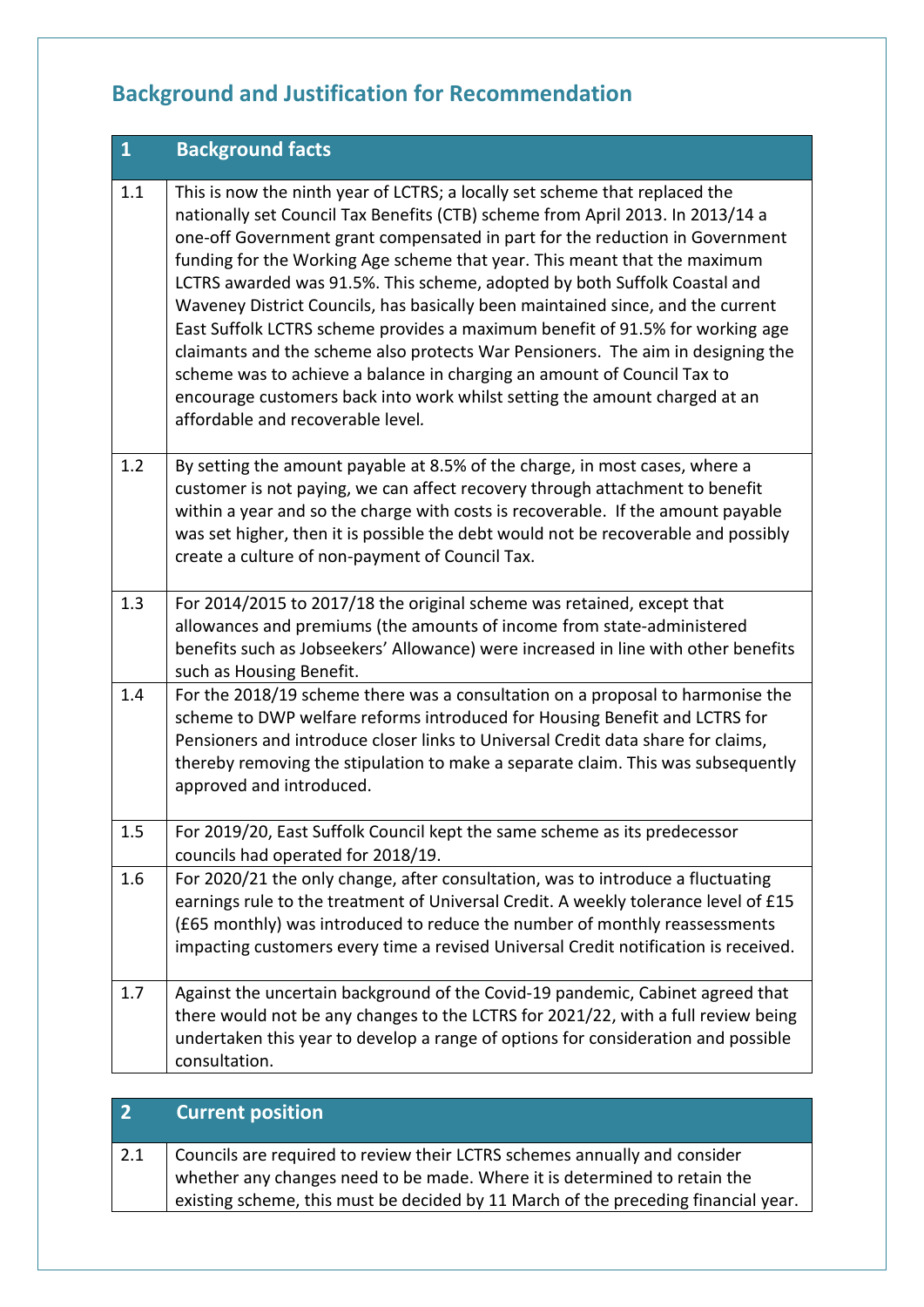## Background and Justification for Recommendation

| 1 | Background facts |
|---|---|
| 1.1 | This is now the ninth year of LCTRS; a locally set scheme that replaced the nationally set Council Tax Benefits (CTB) scheme from April 2013. In 2013/14 a one-off Government grant compensated in part for the reduction in Government funding for the Working Age scheme that year. This meant that the maximum LCTRS awarded was 91.5%. This scheme, adopted by both Suffolk Coastal and Waveney District Councils, has basically been maintained since, and the current East Suffolk LCTRS scheme provides a maximum benefit of 91.5% for working age claimants and the scheme also protects War Pensioners. The aim in designing the scheme was to achieve a balance in charging an amount of Council Tax to encourage customers back into work whilst setting the amount charged at an affordable and recoverable level. |
| 1.2 | By setting the amount payable at 8.5% of the charge, in most cases, where a customer is not paying, we can affect recovery through attachment to benefit within a year and so the charge with costs is recoverable. If the amount payable was set higher, then it is possible the debt would not be recoverable and possibly create a culture of non-payment of Council Tax. |
| 1.3 | For 2014/2015 to 2017/18 the original scheme was retained, except that allowances and premiums (the amounts of income from state-administered benefits such as Jobseekers' Allowance) were increased in line with other benefits such as Housing Benefit. |
| 1.4 | For the 2018/19 scheme there was a consultation on a proposal to harmonise the scheme to DWP welfare reforms introduced for Housing Benefit and LCTRS for Pensioners and introduce closer links to Universal Credit data share for claims, thereby removing the stipulation to make a separate claim. This was subsequently approved and introduced. |
| 1.5 | For 2019/20, East Suffolk Council kept the same scheme as its predecessor councils had operated for 2018/19. |
| 1.6 | For 2020/21 the only change, after consultation, was to introduce a fluctuating earnings rule to the treatment of Universal Credit. A weekly tolerance level of £15 (£65 monthly) was introduced to reduce the number of monthly reassessments impacting customers every time a revised Universal Credit notification is received. |
| 1.7 | Against the uncertain background of the Covid-19 pandemic, Cabinet agreed that there would not be any changes to the LCTRS for 2021/22, with a full review being undertaken this year to develop a range of options for consideration and possible consultation. |

| 2 | Current position |
|---|---|
| 2.1 | Councils are required to review their LCTRS schemes annually and consider whether any changes need to be made. Where it is determined to retain the existing scheme, this must be decided by 11 March of the preceding financial year. |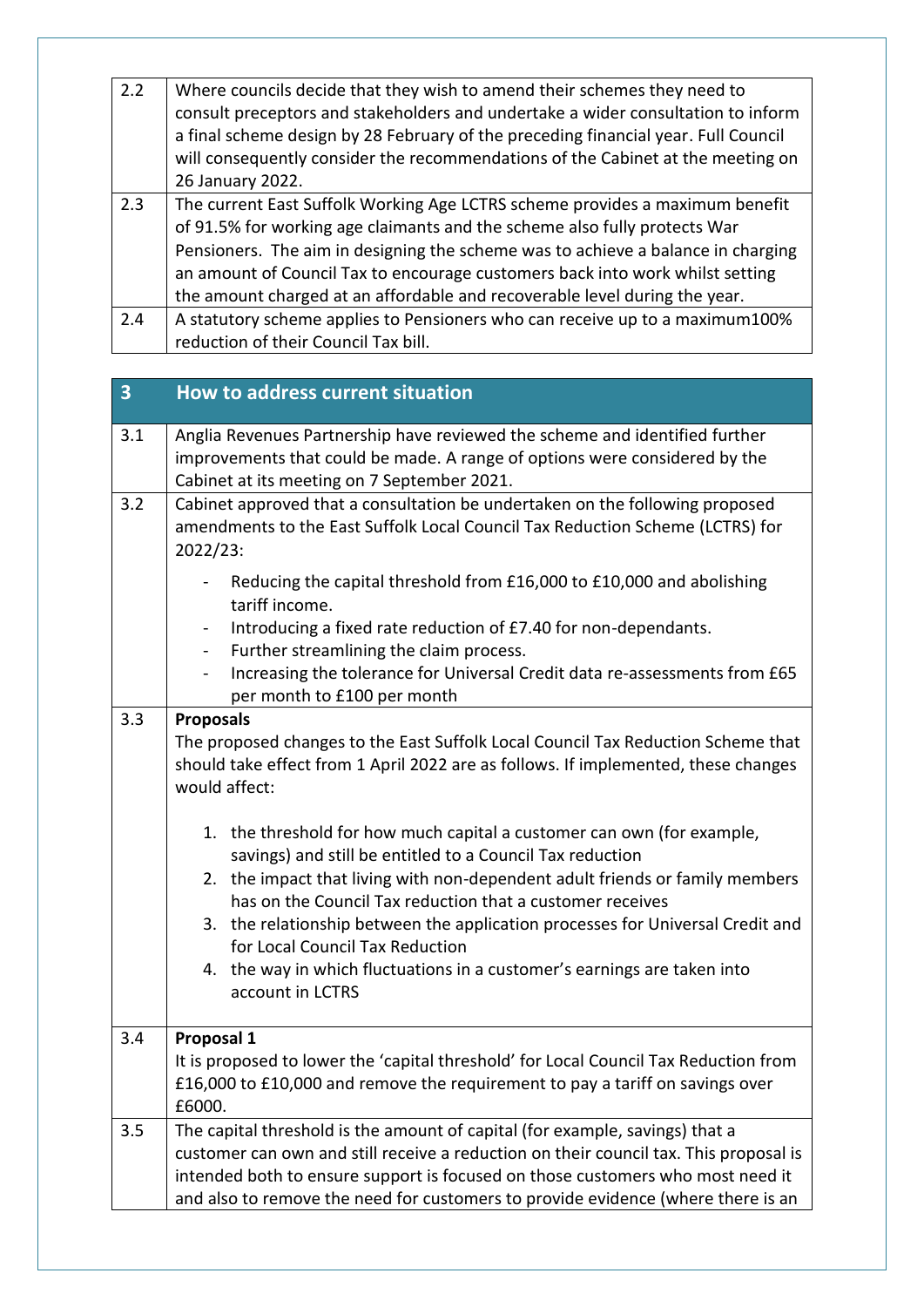| | |
|---|---|
| 2.2 | Where councils decide that they wish to amend their schemes they need to consult preceptors and stakeholders and undertake a wider consultation to inform a final scheme design by 28 February of the preceding financial year. Full Council will consequently consider the recommendations of the Cabinet at the meeting on 26 January 2022. |
| 2.3 | The current East Suffolk Working Age LCTRS scheme provides a maximum benefit of 91.5% for working age claimants and the scheme also fully protects War Pensioners. The aim in designing the scheme was to achieve a balance in charging an amount of Council Tax to encourage customers back into work whilst setting the amount charged at an affordable and recoverable level during the year. |
| 2.4 | A statutory scheme applies to Pensioners who can receive up to a maximum100% reduction of their Council Tax bill. |

| 3 | How to address current situation |
|---|---|
| 3.1 | Anglia Revenues Partnership have reviewed the scheme and identified further improvements that could be made. A range of options were considered by the Cabinet at its meeting on 7 September 2021. |
| 3.2 | Cabinet approved that a consultation be undertaken on the following proposed amendments to the East Suffolk Local Council Tax Reduction Scheme (LCTRS) for 2022/23:<br><br>- Reducing the capital threshold from £16,000 to £10,000 and abolishing tariff income.<br>- Introducing a fixed rate reduction of £7.40 for non-dependants.<br>- Further streamlining the claim process.<br>- Increasing the tolerance for Universal Credit data re-assessments from £65 per month to £100 per month |
| 3.3 | **Proposals**<br>The proposed changes to the East Suffolk Local Council Tax Reduction Scheme that should take effect from 1 April 2022 are as follows. If implemented, these changes would affect:<br><br>1. the threshold for how much capital a customer can own (for example, savings) and still be entitled to a Council Tax reduction<br>2. the impact that living with non-dependent adult friends or family members has on the Council Tax reduction that a customer receives<br>3. the relationship between the application processes for Universal Credit and for Local Council Tax Reduction<br>4. the way in which fluctuations in a customer's earnings are taken into account in LCTRS |
| 3.4 | **Proposal 1**<br>It is proposed to lower the 'capital threshold' for Local Council Tax Reduction from £16,000 to £10,000 and remove the requirement to pay a tariff on savings over £6000. |
| 3.5 | The capital threshold is the amount of capital (for example, savings) that a customer can own and still receive a reduction on their council tax. This proposal is intended both to ensure support is focused on those customers who most need it and also to remove the need for customers to provide evidence (where there is an |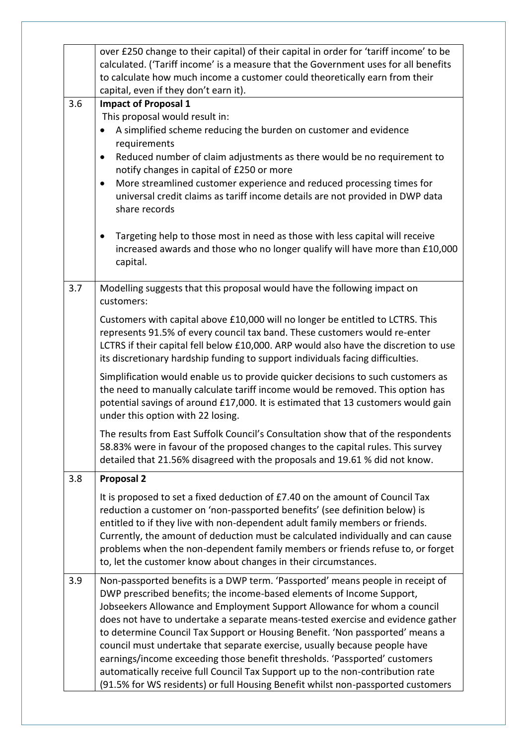| | |
|---|---|
| | over £250 change to their capital) of their capital in order for 'tariff income' to be calculated. ('Tariff income' is a measure that the Government uses for all benefits to calculate how much income a customer could theoretically earn from their capital, even if they don't earn it). |
| 3.6 | **Impact of Proposal 1**<br>This proposal would result in:<br>• A simplified scheme reducing the burden on customer and evidence requirements<br>• Reduced number of claim adjustments as there would be no requirement to notify changes in capital of £250 or more<br>• More streamlined customer experience and reduced processing times for universal credit claims as tariff income details are not provided in DWP data share records<br>• Targeting help to those most in need as those with less capital will receive increased awards and those who no longer qualify will have more than £10,000 capital. |
| 3.7 | Modelling suggests that this proposal would have the following impact on customers:<br><br>Customers with capital above £10,000 will no longer be entitled to LCTRS. This represents 91.5% of every council tax band. These customers would re-enter LCTRS if their capital fell below £10,000. ARP would also have the discretion to use its discretionary hardship funding to support individuals facing difficulties.<br><br>Simplification would enable us to provide quicker decisions to such customers as the need to manually calculate tariff income would be removed. This option has potential savings of around £17,000. It is estimated that 13 customers would gain under this option with 22 losing.<br><br>The results from East Suffolk Council's Consultation show that of the respondents 58.83% were in favour of the proposed changes to the capital rules. This survey detailed that 21.56% disagreed with the proposals and 19.61 % did not know. |
| 3.8 | **Proposal 2**<br><br>It is proposed to set a fixed deduction of £7.40 on the amount of Council Tax reduction a customer on 'non-passported benefits' (see definition below) is entitled to if they live with non-dependent adult family members or friends. Currently, the amount of deduction must be calculated individually and can cause problems when the non-dependent family members or friends refuse to, or forget to, let the customer know about changes in their circumstances. |
| 3.9 | Non-passported benefits is a DWP term. 'Passported' means people in receipt of DWP prescribed benefits; the income-based elements of Income Support, Jobseekers Allowance and Employment Support Allowance for whom a council does not have to undertake a separate means-tested exercise and evidence gather to determine Council Tax Support or Housing Benefit. 'Non passported' means a council must undertake that separate exercise, usually because people have earnings/income exceeding those benefit thresholds. 'Passported' customers automatically receive full Council Tax Support up to the non-contribution rate (91.5% for WS residents) or full Housing Benefit whilst non-passported customers |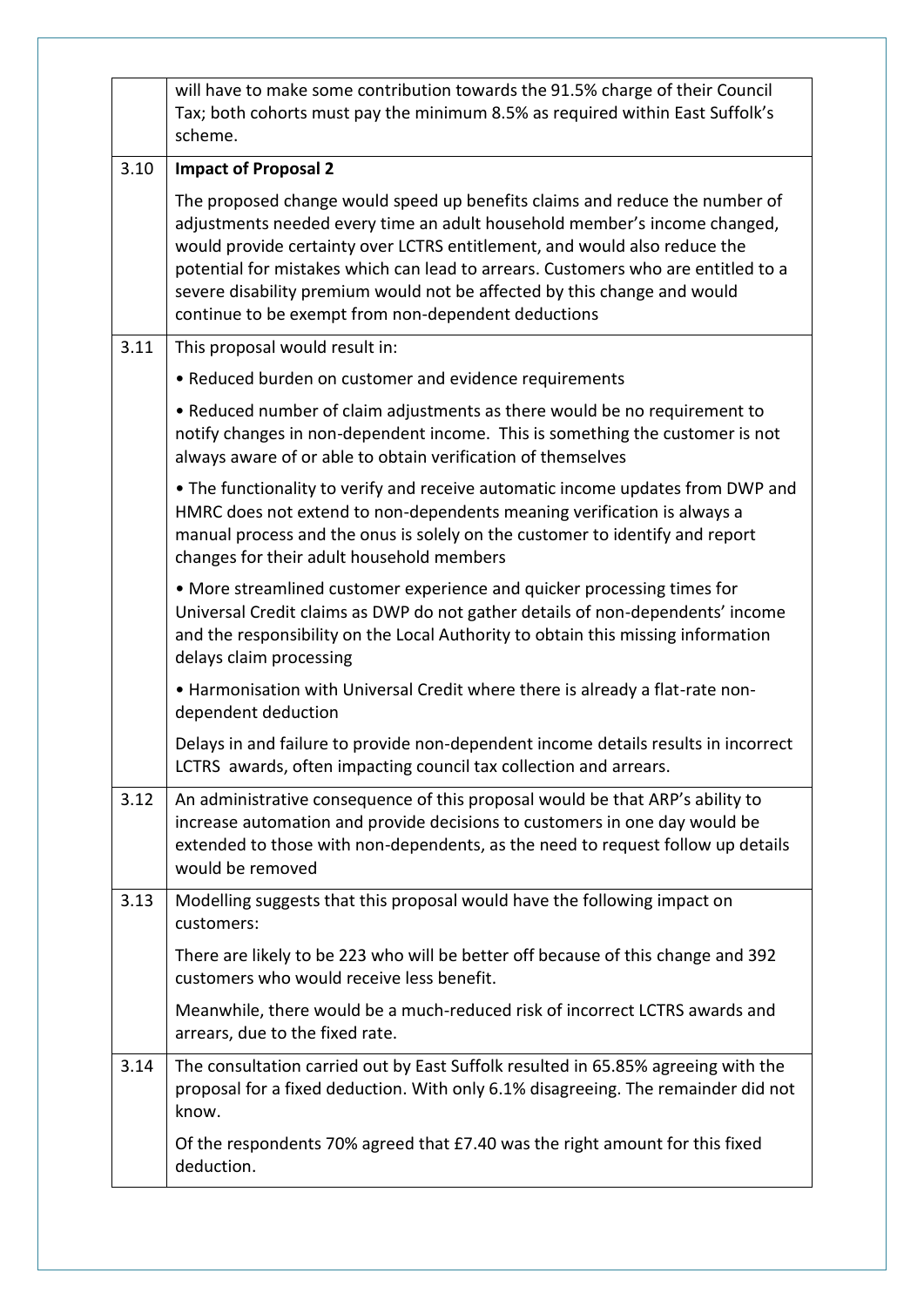| | |
|---|---|
| | will have to make some contribution towards the 91.5% charge of their Council Tax; both cohorts must pay the minimum 8.5% as required within East Suffolk's scheme. |
| 3.10 | **Impact of Proposal 2**<br><br>The proposed change would speed up benefits claims and reduce the number of adjustments needed every time an adult household member's income changed, would provide certainty over LCTRS entitlement, and would also reduce the potential for mistakes which can lead to arrears. Customers who are entitled to a severe disability premium would not be affected by this change and would continue to be exempt from non-dependent deductions |
| 3.11 | This proposal would result in:<br><br>• Reduced burden on customer and evidence requirements<br><br>• Reduced number of claim adjustments as there would be no requirement to notify changes in non-dependent income. This is something the customer is not always aware of or able to obtain verification of themselves<br><br>• The functionality to verify and receive automatic income updates from DWP and HMRC does not extend to non-dependents meaning verification is always a manual process and the onus is solely on the customer to identify and report changes for their adult household members<br><br>• More streamlined customer experience and quicker processing times for Universal Credit claims as DWP do not gather details of non-dependents' income and the responsibility on the Local Authority to obtain this missing information delays claim processing<br><br>• Harmonisation with Universal Credit where there is already a flat-rate non-dependent deduction<br><br>Delays in and failure to provide non-dependent income details results in incorrect LCTRS awards, often impacting council tax collection and arrears. |
| 3.12 | An administrative consequence of this proposal would be that ARP's ability to increase automation and provide decisions to customers in one day would be extended to those with non-dependents, as the need to request follow up details would be removed |
| 3.13 | Modelling suggests that this proposal would have the following impact on customers:<br><br>There are likely to be 223 who will be better off because of this change and 392 customers who would receive less benefit.<br><br>Meanwhile, there would be a much-reduced risk of incorrect LCTRS awards and arrears, due to the fixed rate. |
| 3.14 | The consultation carried out by East Suffolk resulted in 65.85% agreeing with the proposal for a fixed deduction. With only 6.1% disagreeing. The remainder did not know.<br><br>Of the respondents 70% agreed that £7.40 was the right amount for this fixed deduction. |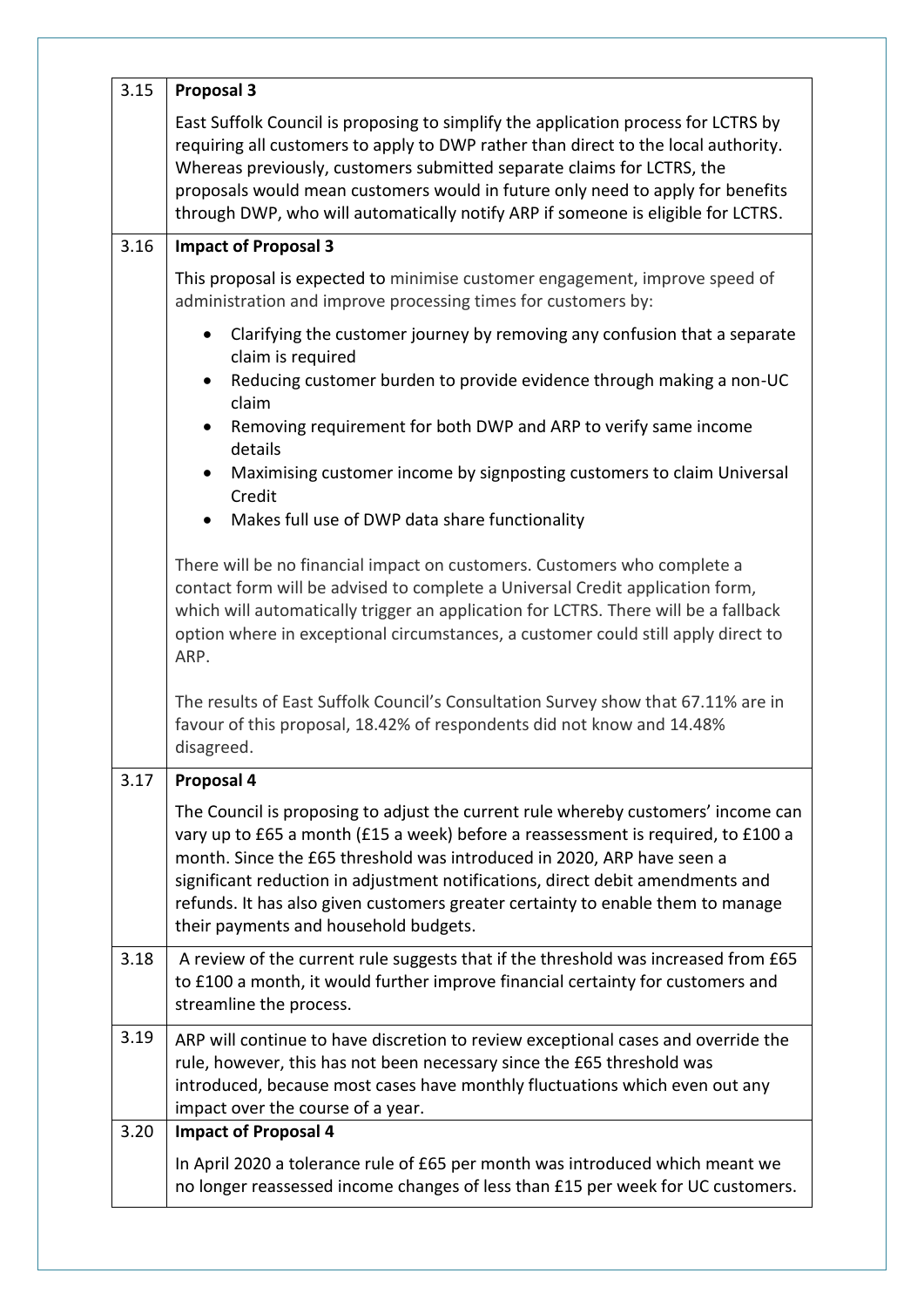| | |
|---|---|
| 3.15 | **Proposal 3**<br><br>East Suffolk Council is proposing to simplify the application process for LCTRS by requiring all customers to apply to DWP rather than direct to the local authority. Whereas previously, customers submitted separate claims for LCTRS, the proposals would mean customers would in future only need to apply for benefits through DWP, who will automatically notify ARP if someone is eligible for LCTRS. |
| 3.16 | **Impact of Proposal 3**<br><br>This proposal is expected to minimise customer engagement, improve speed of administration and improve processing times for customers by:<br><br>• Clarifying the customer journey by removing any confusion that a separate claim is required<br>• Reducing customer burden to provide evidence through making a non-UC claim<br>• Removing requirement for both DWP and ARP to verify same income details<br>• Maximising customer income by signposting customers to claim Universal Credit<br>• Makes full use of DWP data share functionality<br><br>There will be no financial impact on customers. Customers who complete a contact form will be advised to complete a Universal Credit application form, which will automatically trigger an application for LCTRS. There will be a fallback option where in exceptional circumstances, a customer could still apply direct to ARP.<br><br>The results of East Suffolk Council's Consultation Survey show that 67.11% are in favour of this proposal, 18.42% of respondents did not know and 14.48% disagreed. |
| 3.17 | **Proposal 4**<br><br>The Council is proposing to adjust the current rule whereby customers' income can vary up to £65 a month (£15 a week) before a reassessment is required, to £100 a month. Since the £65 threshold was introduced in 2020, ARP have seen a significant reduction in adjustment notifications, direct debit amendments and refunds. It has also given customers greater certainty to enable them to manage their payments and household budgets. |
| 3.18 | A review of the current rule suggests that if the threshold was increased from £65 to £100 a month, it would further improve financial certainty for customers and streamline the process. |
| 3.19 | ARP will continue to have discretion to review exceptional cases and override the rule, however, this has not been necessary since the £65 threshold was introduced, because most cases have monthly fluctuations which even out any impact over the course of a year. |
| 3.20 | **Impact of Proposal 4**<br><br>In April 2020 a tolerance rule of £65 per month was introduced which meant we no longer reassessed income changes of less than £15 per week for UC customers. |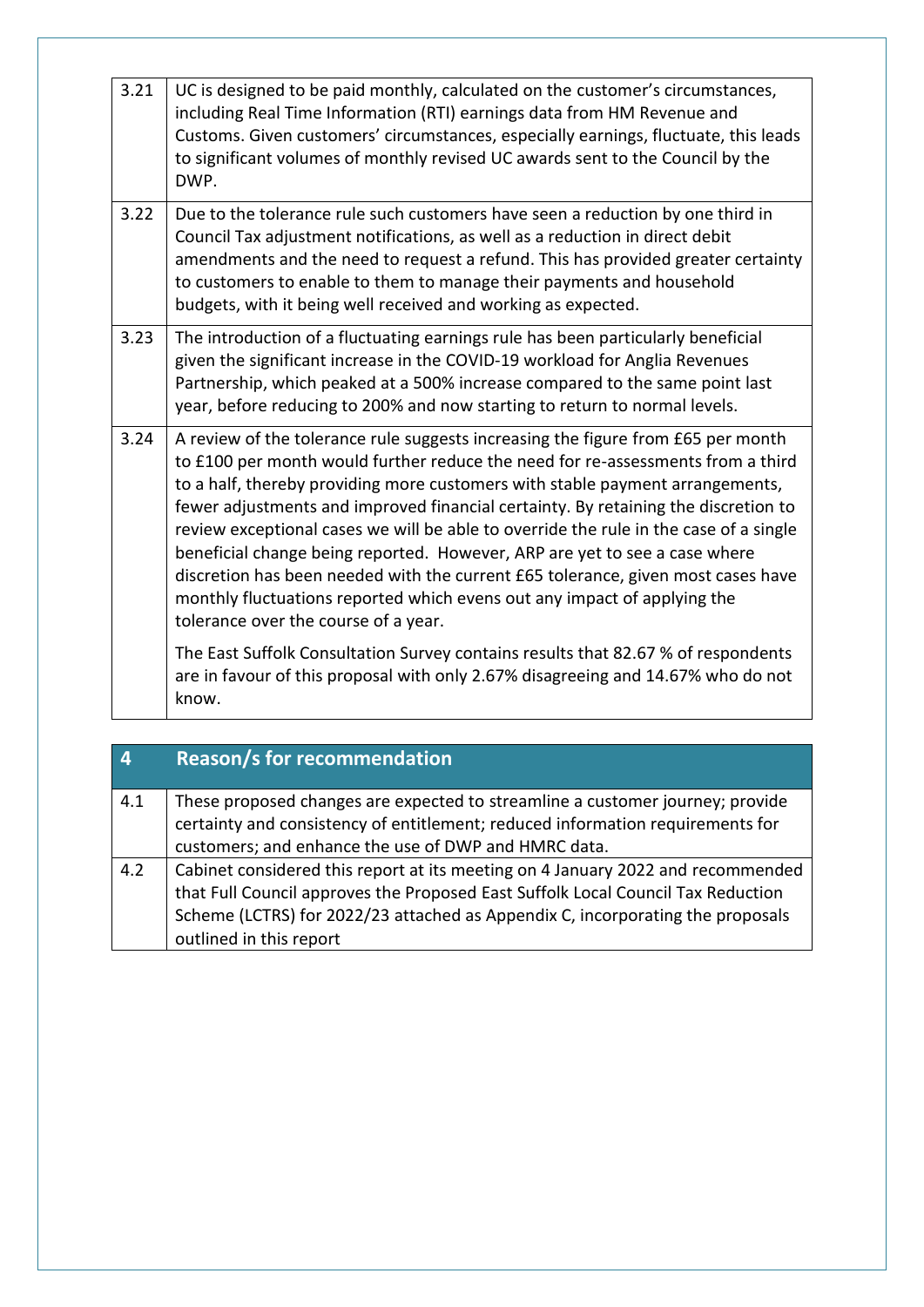| | |
|---|---|
| 3.21 | UC is designed to be paid monthly, calculated on the customer's circumstances, including Real Time Information (RTI) earnings data from HM Revenue and Customs. Given customers' circumstances, especially earnings, fluctuate, this leads to significant volumes of monthly revised UC awards sent to the Council by the DWP. |
| 3.22 | Due to the tolerance rule such customers have seen a reduction by one third in Council Tax adjustment notifications, as well as a reduction in direct debit amendments and the need to request a refund. This has provided greater certainty to customers to enable to them to manage their payments and household budgets, with it being well received and working as expected. |
| 3.23 | The introduction of a fluctuating earnings rule has been particularly beneficial given the significant increase in the COVID-19 workload for Anglia Revenues Partnership, which peaked at a 500% increase compared to the same point last year, before reducing to 200% and now starting to return to normal levels. |
| 3.24 | A review of the tolerance rule suggests increasing the figure from £65 per month to £100 per month would further reduce the need for re-assessments from a third to a half, thereby providing more customers with stable payment arrangements, fewer adjustments and improved financial certainty. By retaining the discretion to review exceptional cases we will be able to override the rule in the case of a single beneficial change being reported. However, ARP are yet to see a case where discretion has been needed with the current £65 tolerance, given most cases have monthly fluctuations reported which evens out any impact of applying the tolerance over the course of a year.<br><br>The East Suffolk Consultation Survey contains results that 82.67 % of respondents are in favour of this proposal with only 2.67% disagreeing and 14.67% who do not know. |

| 4 | Reason/s for recommendation |
|---|---|
| 4.1 | These proposed changes are expected to streamline a customer journey; provide certainty and consistency of entitlement; reduced information requirements for customers; and enhance the use of DWP and HMRC data. |
| 4.2 | Cabinet considered this report at its meeting on 4 January 2022 and recommended that Full Council approves the Proposed East Suffolk Local Council Tax Reduction Scheme (LCTRS) for 2022/23 attached as Appendix C, incorporating the proposals outlined in this report |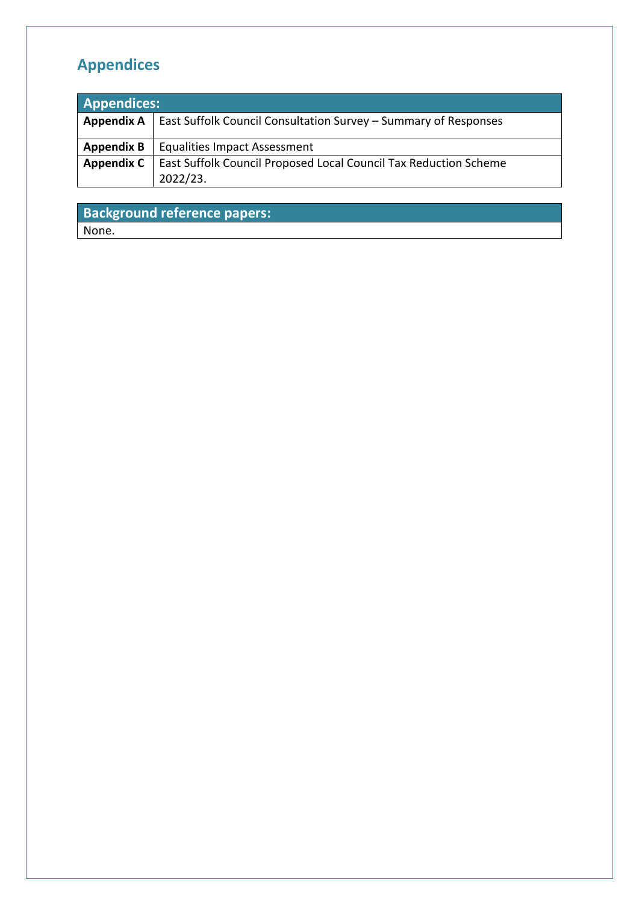## Appendices

| Appendices: | |
|---|---|
| **Appendix A** | East Suffolk Council Consultation Survey – Summary of Responses |
| **Appendix B** | Equalities Impact Assessment |
| **Appendix C** | East Suffolk Council Proposed Local Council Tax Reduction Scheme 2022/23. |

| Background reference papers: |
|---|
| None. |